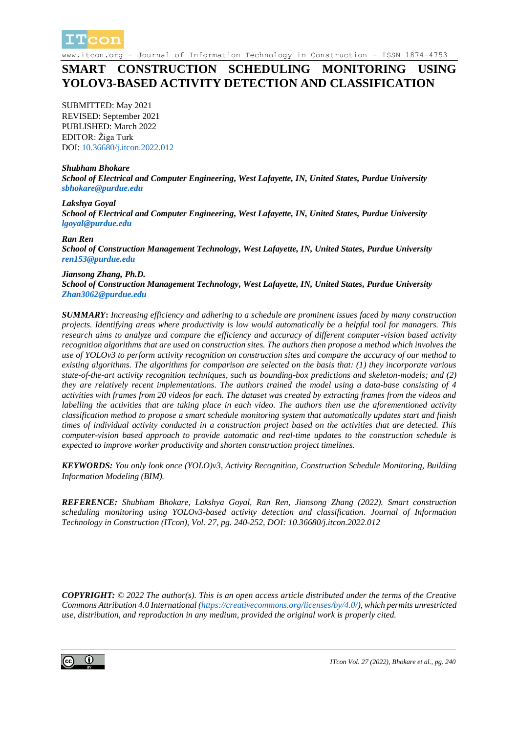# SMART CONSTRUCTION SCHEDULING MONITORING USING YOLOV3-BASED ACTIVITY DETECTION AND CLASSIFICATION

SUBMITTED: May 2021
REVISED: September 2021
PUBLISHED: March 2022
EDITOR: Žiga Turk
DOI: 10.36680/j.itcon.2022.012

***Shubham Bhokare***
***School of Electrical and Computer Engineering, West Lafayette, IN, United States, Purdue University***
***sbhokare@purdue.edu***

***Lakshya Goyal***
***School of Electrical and Computer Engineering, West Lafayette, IN, United States, Purdue University***
***lgoyal@purdue.edu***

***Ran Ren***
***School of Construction Management Technology, West Lafayette, IN, United States, Purdue University***
***ren153@purdue.edu***

***Jiansong Zhang, Ph.D.***
***School of Construction Management Technology, West Lafayette, IN, United States, Purdue University***
***Zhan3062@purdue.edu***

***SUMMARY:*** *Increasing efficiency and adhering to a schedule are prominent issues faced by many construction projects. Identifying areas where productivity is low would automatically be a helpful tool for managers. This research aims to analyze and compare the efficiency and accuracy of different computer-vision based activity recognition algorithms that are used on construction sites. The authors then propose a method which involves the use of YOLOv3 to perform activity recognition on construction sites and compare the accuracy of our method to existing algorithms. The algorithms for comparison are selected on the basis that: (1) they incorporate various state-of-the-art activity recognition techniques, such as bounding-box predictions and skeleton-models; and (2) they are relatively recent implementations. The authors trained the model using a data-base consisting of 4 activities with frames from 20 videos for each. The dataset was created by extracting frames from the videos and labelling the activities that are taking place in each video. The authors then use the aforementioned activity classification method to propose a smart schedule monitoring system that automatically updates start and finish times of individual activity conducted in a construction project based on the activities that are detected. This computer-vision based approach to provide automatic and real-time updates to the construction schedule is expected to improve worker productivity and shorten construction project timelines.*

***KEYWORDS:*** *You only look once (YOLO)v3, Activity Recognition, Construction Schedule Monitoring, Building Information Modeling (BIM).*

***REFERENCE:*** *Shubham Bhokare, Lakshya Goyal, Ran Ren, Jiansong Zhang (2022). Smart construction scheduling monitoring using YOLOv3-based activity detection and classification. Journal of Information Technology in Construction (ITcon), Vol. 27, pg. 240-252, DOI: 10.36680/j.itcon.2022.012*

***COPYRIGHT:*** *© 2022 The author(s). This is an open access article distributed under the terms of the Creative Commons Attribution 4.0 International (https://creativecommons.org/licenses/by/4.0/), which permits unrestricted use, distribution, and reproduction in any medium, provided the original work is properly cited.*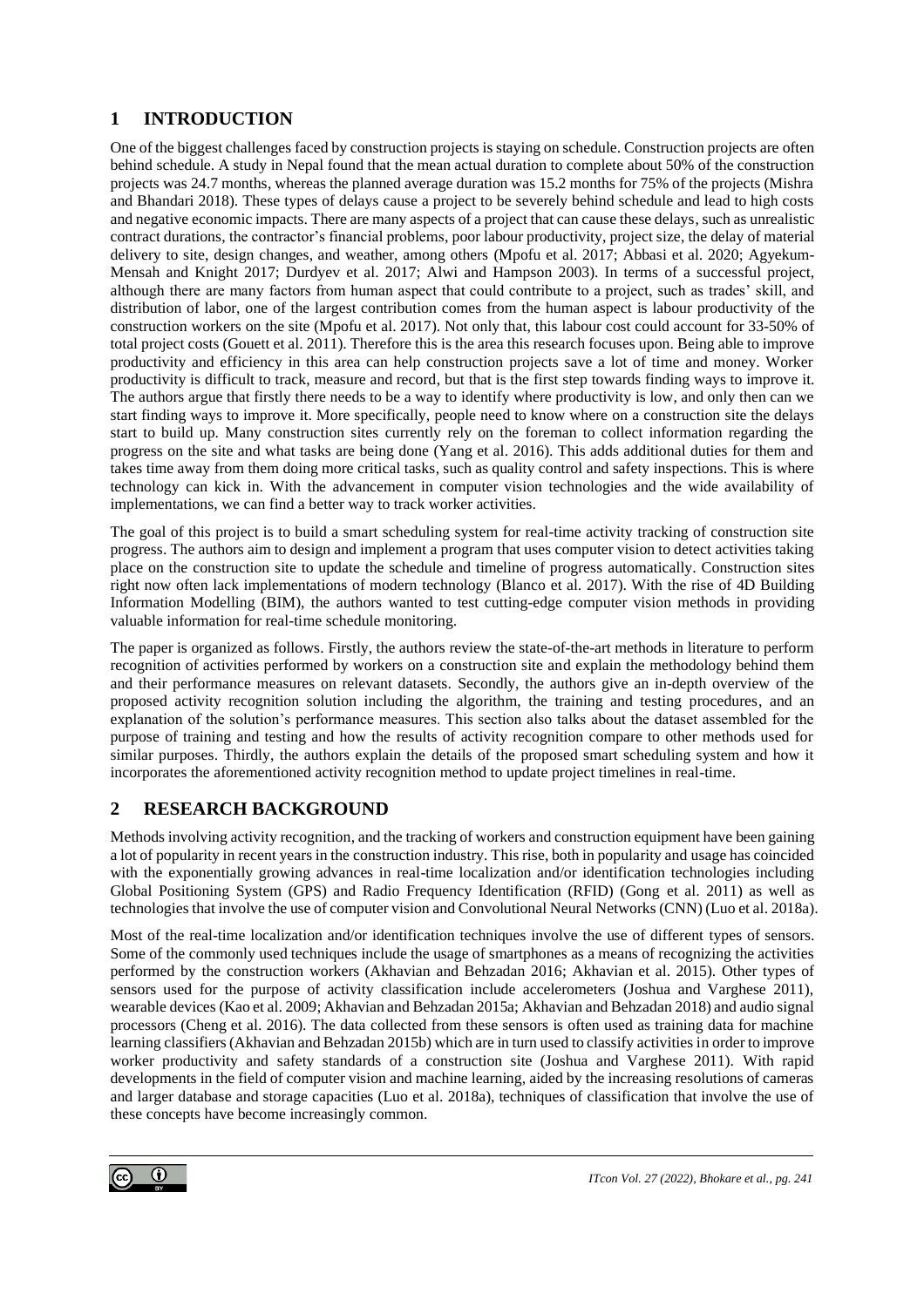## 1 INTRODUCTION

One of the biggest challenges faced by construction projects is staying on schedule. Construction projects are often behind schedule. A study in Nepal found that the mean actual duration to complete about 50% of the construction projects was 24.7 months, whereas the planned average duration was 15.2 months for 75% of the projects (Mishra and Bhandari 2018). These types of delays cause a project to be severely behind schedule and lead to high costs and negative economic impacts. There are many aspects of a project that can cause these delays, such as unrealistic contract durations, the contractor's financial problems, poor labour productivity, project size, the delay of material delivery to site, design changes, and weather, among others (Mpofu et al. 2017; Abbasi et al. 2020; Agyekum-Mensah and Knight 2017; Durdyev et al. 2017; Alwi and Hampson 2003). In terms of a successful project, although there are many factors from human aspect that could contribute to a project, such as trades' skill, and distribution of labor, one of the largest contribution comes from the human aspect is labour productivity of the construction workers on the site (Mpofu et al. 2017). Not only that, this labour cost could account for 33-50% of total project costs (Gouett et al. 2011). Therefore this is the area this research focuses upon. Being able to improve productivity and efficiency in this area can help construction projects save a lot of time and money. Worker productivity is difficult to track, measure and record, but that is the first step towards finding ways to improve it. The authors argue that firstly there needs to be a way to identify where productivity is low, and only then can we start finding ways to improve it. More specifically, people need to know where on a construction site the delays start to build up. Many construction sites currently rely on the foreman to collect information regarding the progress on the site and what tasks are being done (Yang et al. 2016). This adds additional duties for them and takes time away from them doing more critical tasks, such as quality control and safety inspections. This is where technology can kick in. With the advancement in computer vision technologies and the wide availability of implementations, we can find a better way to track worker activities.

The goal of this project is to build a smart scheduling system for real-time activity tracking of construction site progress. The authors aim to design and implement a program that uses computer vision to detect activities taking place on the construction site to update the schedule and timeline of progress automatically. Construction sites right now often lack implementations of modern technology (Blanco et al. 2017). With the rise of 4D Building Information Modelling (BIM), the authors wanted to test cutting-edge computer vision methods in providing valuable information for real-time schedule monitoring.

The paper is organized as follows. Firstly, the authors review the state-of-the-art methods in literature to perform recognition of activities performed by workers on a construction site and explain the methodology behind them and their performance measures on relevant datasets. Secondly, the authors give an in-depth overview of the proposed activity recognition solution including the algorithm, the training and testing procedures, and an explanation of the solution's performance measures. This section also talks about the dataset assembled for the purpose of training and testing and how the results of activity recognition compare to other methods used for similar purposes. Thirdly, the authors explain the details of the proposed smart scheduling system and how it incorporates the aforementioned activity recognition method to update project timelines in real-time.

## 2 RESEARCH BACKGROUND

Methods involving activity recognition, and the tracking of workers and construction equipment have been gaining a lot of popularity in recent years in the construction industry. This rise, both in popularity and usage has coincided with the exponentially growing advances in real-time localization and/or identification technologies including Global Positioning System (GPS) and Radio Frequency Identification (RFID) (Gong et al. 2011) as well as technologies that involve the use of computer vision and Convolutional Neural Networks (CNN) (Luo et al. 2018a).

Most of the real-time localization and/or identification techniques involve the use of different types of sensors. Some of the commonly used techniques include the usage of smartphones as a means of recognizing the activities performed by the construction workers (Akhavian and Behzadan 2016; Akhavian et al. 2015). Other types of sensors used for the purpose of activity classification include accelerometers (Joshua and Varghese 2011), wearable devices (Kao et al. 2009; Akhavian and Behzadan 2015a; Akhavian and Behzadan 2018) and audio signal processors (Cheng et al. 2016). The data collected from these sensors is often used as training data for machine learning classifiers (Akhavian and Behzadan 2015b) which are in turn used to classify activities in order to improve worker productivity and safety standards of a construction site (Joshua and Varghese 2011). With rapid developments in the field of computer vision and machine learning, aided by the increasing resolutions of cameras and larger database and storage capacities (Luo et al. 2018a), techniques of classification that involve the use of these concepts have become increasingly common.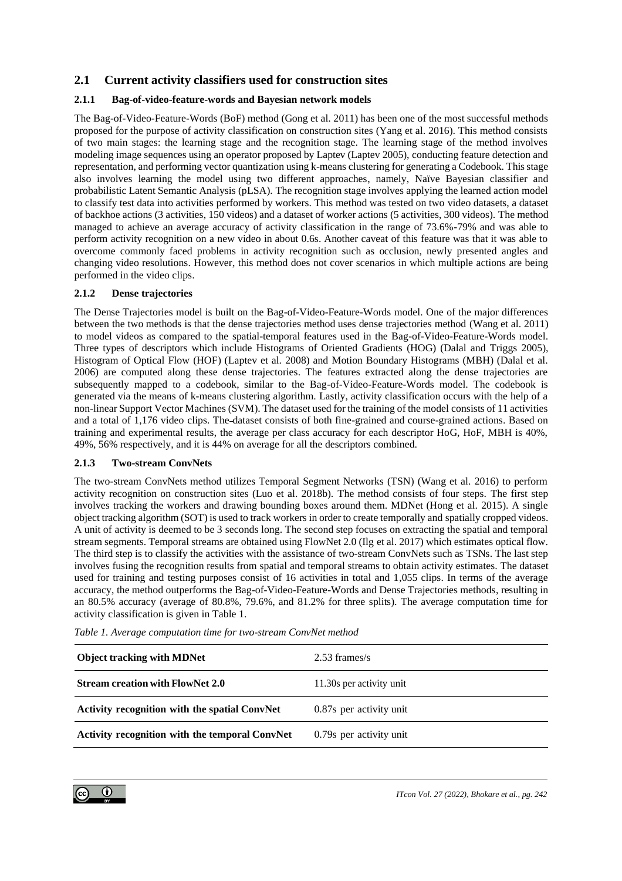## 2.1 Current activity classifiers used for construction sites

### 2.1.1 Bag-of-video-feature-words and Bayesian network models

The Bag-of-Video-Feature-Words (BoF) method (Gong et al. 2011) has been one of the most successful methods proposed for the purpose of activity classification on construction sites (Yang et al. 2016). This method consists of two main stages: the learning stage and the recognition stage. The learning stage of the method involves modeling image sequences using an operator proposed by Laptev (Laptev 2005), conducting feature detection and representation, and performing vector quantization using k-means clustering for generating a Codebook. This stage also involves learning the model using two different approaches, namely, Naïve Bayesian classifier and probabilistic Latent Semantic Analysis (pLSA). The recognition stage involves applying the learned action model to classify test data into activities performed by workers. This method was tested on two video datasets, a dataset of backhoe actions (3 activities, 150 videos) and a dataset of worker actions (5 activities, 300 videos). The method managed to achieve an average accuracy of activity classification in the range of 73.6%-79% and was able to perform activity recognition on a new video in about 0.6s. Another caveat of this feature was that it was able to overcome commonly faced problems in activity recognition such as occlusion, newly presented angles and changing video resolutions. However, this method does not cover scenarios in which multiple actions are being performed in the video clips.

### 2.1.2 Dense trajectories

The Dense Trajectories model is built on the Bag-of-Video-Feature-Words model. One of the major differences between the two methods is that the dense trajectories method uses dense trajectories method (Wang et al. 2011) to model videos as compared to the spatial-temporal features used in the Bag-of-Video-Feature-Words model. Three types of descriptors which include Histograms of Oriented Gradients (HOG) (Dalal and Triggs 2005), Histogram of Optical Flow (HOF) (Laptev et al. 2008) and Motion Boundary Histograms (MBH) (Dalal et al. 2006) are computed along these dense trajectories. The features extracted along the dense trajectories are subsequently mapped to a codebook, similar to the Bag-of-Video-Feature-Words model. The codebook is generated via the means of k-means clustering algorithm. Lastly, activity classification occurs with the help of a non-linear Support Vector Machines (SVM). The dataset used for the training of the model consists of 11 activities and a total of 1,176 video clips. The dataset consists of both fine-grained and course-grained actions. Based on training and experimental results, the average per class accuracy for each descriptor HoG, HoF, MBH is 40%, 49%, 56% respectively, and it is 44% on average for all the descriptors combined.

### 2.1.3 Two-stream ConvNets

The two-stream ConvNets method utilizes Temporal Segment Networks (TSN) (Wang et al. 2016) to perform activity recognition on construction sites (Luo et al. 2018b). The method consists of four steps. The first step involves tracking the workers and drawing bounding boxes around them. MDNet (Hong et al. 2015). A single object tracking algorithm (SOT) is used to track workers in order to create temporally and spatially cropped videos. A unit of activity is deemed to be 3 seconds long. The second step focuses on extracting the spatial and temporal stream segments. Temporal streams are obtained using FlowNet 2.0 (Ilg et al. 2017) which estimates optical flow. The third step is to classify the activities with the assistance of two-stream ConvNets such as TSNs. The last step involves fusing the recognition results from spatial and temporal streams to obtain activity estimates. The dataset used for training and testing purposes consist of 16 activities in total and 1,055 clips. In terms of the average accuracy, the method outperforms the Bag-of-Video-Feature-Words and Dense Trajectories methods, resulting in an 80.5% accuracy (average of 80.8%, 79.6%, and 81.2% for three splits). The average computation time for activity classification is given in Table 1.

*Table 1. Average computation time for two-stream ConvNet method*

| | |
|---|---|
| **Object tracking with MDNet** | 2.53 frames/s |
| **Stream creation with FlowNet 2.0** | 11.30s per activity unit |
| **Activity recognition with the spatial ConvNet** | 0.87s per activity unit |
| **Activity recognition with the temporal ConvNet** | 0.79s per activity unit |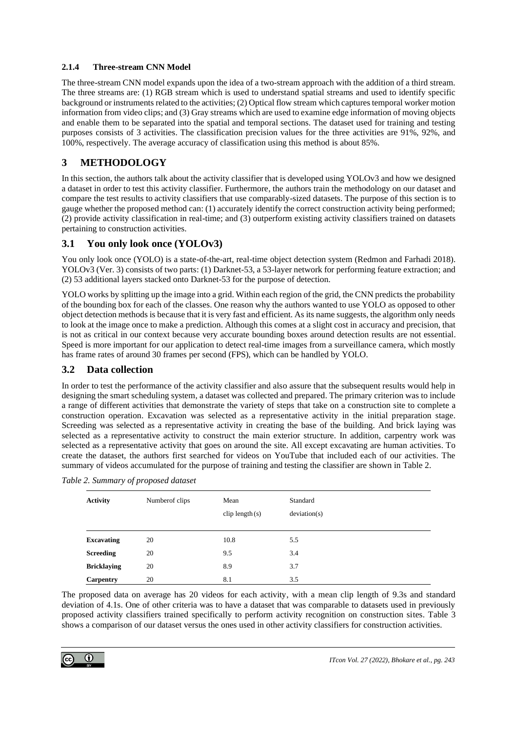#### 2.1.4 Three-stream CNN Model

The three-stream CNN model expands upon the idea of a two-stream approach with the addition of a third stream. The three streams are: (1) RGB stream which is used to understand spatial streams and used to identify specific background or instruments related to the activities; (2) Optical flow stream which captures temporal worker motion information from video clips; and (3) Gray streams which are used to examine edge information of moving objects and enable them to be separated into the spatial and temporal sections. The dataset used for training and testing purposes consists of 3 activities. The classification precision values for the three activities are 91%, 92%, and 100%, respectively. The average accuracy of classification using this method is about 85%.

## 3 METHODOLOGY

In this section, the authors talk about the activity classifier that is developed using YOLOv3 and how we designed a dataset in order to test this activity classifier. Furthermore, the authors train the methodology on our dataset and compare the test results to activity classifiers that use comparably-sized datasets. The purpose of this section is to gauge whether the proposed method can: (1) accurately identify the correct construction activity being performed; (2) provide activity classification in real-time; and (3) outperform existing activity classifiers trained on datasets pertaining to construction activities.

### 3.1 You only look once (YOLOv3)

You only look once (YOLO) is a state-of-the-art, real-time object detection system (Redmon and Farhadi 2018). YOLOv3 (Ver. 3) consists of two parts: (1) Darknet-53, a 53-layer network for performing feature extraction; and (2) 53 additional layers stacked onto Darknet-53 for the purpose of detection.

YOLO works by splitting up the image into a grid. Within each region of the grid, the CNN predicts the probability of the bounding box for each of the classes. One reason why the authors wanted to use YOLO as opposed to other object detection methods is because that it is very fast and efficient. As its name suggests, the algorithm only needs to look at the image once to make a prediction. Although this comes at a slight cost in accuracy and precision, that is not as critical in our context because very accurate bounding boxes around detection results are not essential. Speed is more important for our application to detect real-time images from a surveillance camera, which mostly has frame rates of around 30 frames per second (FPS), which can be handled by YOLO.

### 3.2 Data collection

In order to test the performance of the activity classifier and also assure that the subsequent results would help in designing the smart scheduling system, a dataset was collected and prepared. The primary criterion was to include a range of different activities that demonstrate the variety of steps that take on a construction site to complete a construction operation. Excavation was selected as a representative activity in the initial preparation stage. Screeding was selected as a representative activity in creating the base of the building. And brick laying was selected as a representative activity to construct the main exterior structure. In addition, carpentry work was selected as a representative activity that goes on around the site. All except excavating are human activities. To create the dataset, the authors first searched for videos on YouTube that included each of our activities. The summary of videos accumulated for the purpose of training and testing the classifier are shown in Table 2.

*Table 2. Summary of proposed dataset*

| Activity | Numberof clips | Mean clip length (s) | Standard deviation(s) |
|---|---|---|---|
| **Excavating** | 20 | 10.8 | 5.5 |
| **Screeding** | 20 | 9.5 | 3.4 |
| **Bricklaying** | 20 | 8.9 | 3.7 |
| **Carpentry** | 20 | 8.1 | 3.5 |

The proposed data on average has 20 videos for each activity, with a mean clip length of 9.3s and standard deviation of 4.1s. One of other criteria was to have a dataset that was comparable to datasets used in previously proposed activity classifiers trained specifically to perform activity recognition on construction sites. Table 3 shows a comparison of our dataset versus the ones used in other activity classifiers for construction activities.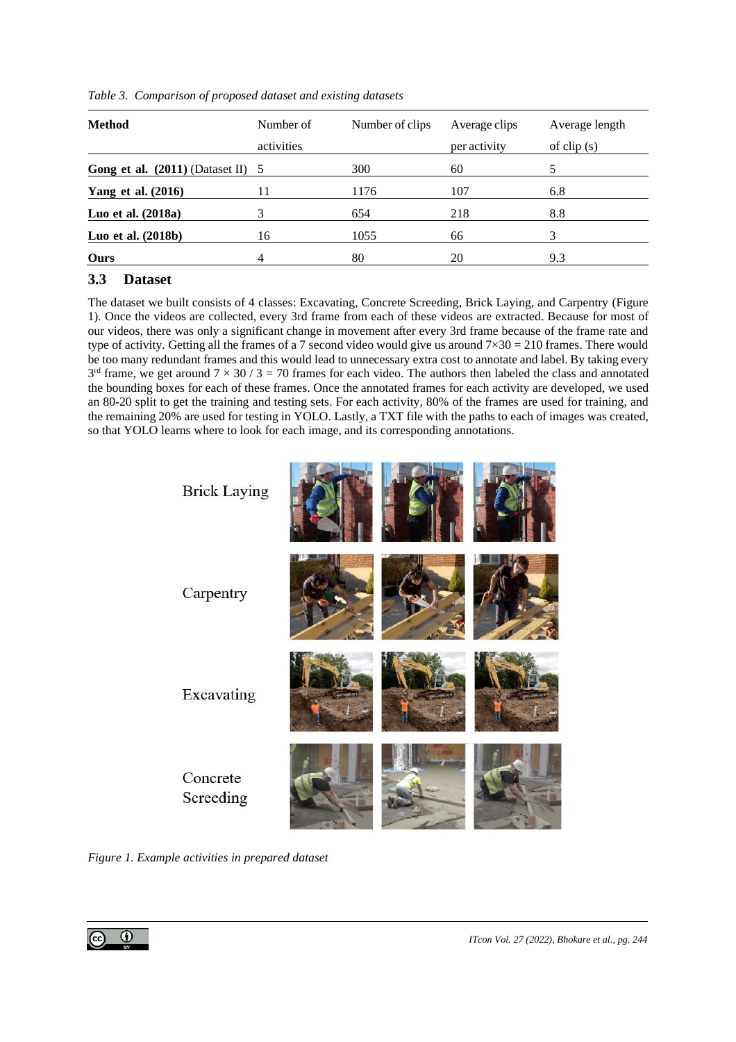*Table 3. Comparison of proposed dataset and existing datasets*

| Method | Number of activities | Number of clips | Average clips per activity | Average length of clip (s) |
|---|---|---|---|---|
| **Gong et al. (2011)** (Dataset II) | 5 | 300 | 60 | 5 |
| **Yang et al. (2016)** | 11 | 1176 | 107 | 6.8 |
| **Luo et al. (2018a)** | 3 | 654 | 218 | 8.8 |
| **Luo et al. (2018b)** | 16 | 1055 | 66 | 3 |
| **Ours** | 4 | 80 | 20 | 9.3 |

### 3.3 Dataset

The dataset we built consists of 4 classes: Excavating, Concrete Screeding, Brick Laying, and Carpentry (Figure 1). Once the videos are collected, every 3rd frame from each of these videos are extracted. Because for most of our videos, there was only a significant change in movement after every 3rd frame because of the frame rate and type of activity. Getting all the frames of a 7 second video would give us around $7 \times 30 = 210$ frames. There would be too many redundant frames and this would lead to unnecessary extra cost to annotate and label. By taking every 3rd frame, we get around $7 \times 30 / 3 = 70$ frames for each video. The authors then labeled the class and annotated the bounding boxes for each of these frames. Once the annotated frames for each activity are developed, we used an 80-20 split to get the training and testing sets. For each activity, 80% of the frames are used for training, and the remaining 20% are used for testing in YOLO. Lastly, a TXT file with the paths to each of images was created, so that YOLO learns where to look for each image, and its corresponding annotations.

*Figure 1. Example activities in prepared dataset*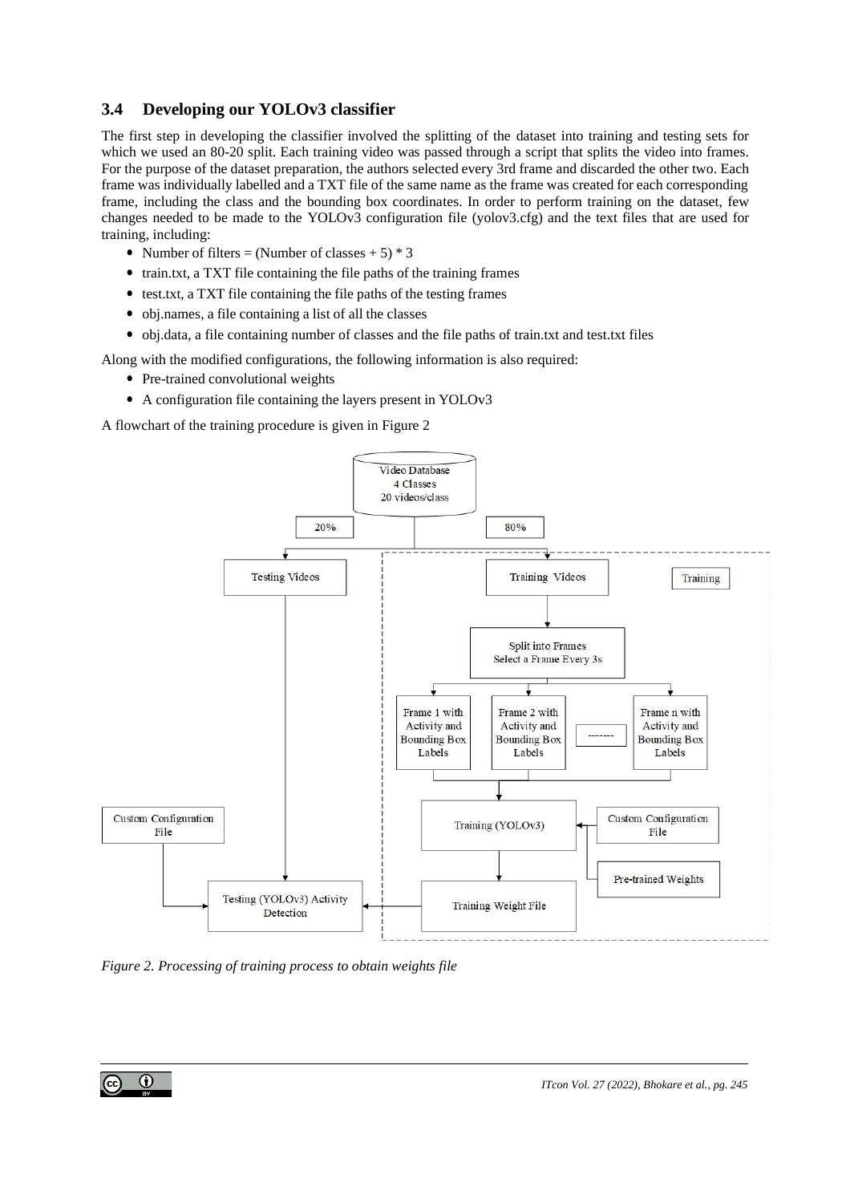### 3.4 Developing our YOLOv3 classifier

The first step in developing the classifier involved the splitting of the dataset into training and testing sets for which we used an 80-20 split. Each training video was passed through a script that splits the video into frames. For the purpose of the dataset preparation, the authors selected every 3rd frame and discarded the other two. Each frame was individually labelled and a TXT file of the same name as the frame was created for each corresponding frame, including the class and the bounding box coordinates. In order to perform training on the dataset, few changes needed to be made to the YOLOv3 configuration file (yolov3.cfg) and the text files that are used for training, including:

- Number of filters = (Number of classes + 5) * 3
- train.txt, a TXT file containing the file paths of the training frames
- test.txt, a TXT file containing the file paths of the testing frames
- obj.names, a file containing a list of all the classes
- obj.data, a file containing number of classes and the file paths of train.txt and test.txt files

Along with the modified configurations, the following information is also required:

- Pre-trained convolutional weights
- A configuration file containing the layers present in YOLOv3

A flowchart of the training procedure is given in Figure 2

*Figure 2. Processing of training process to obtain weights file*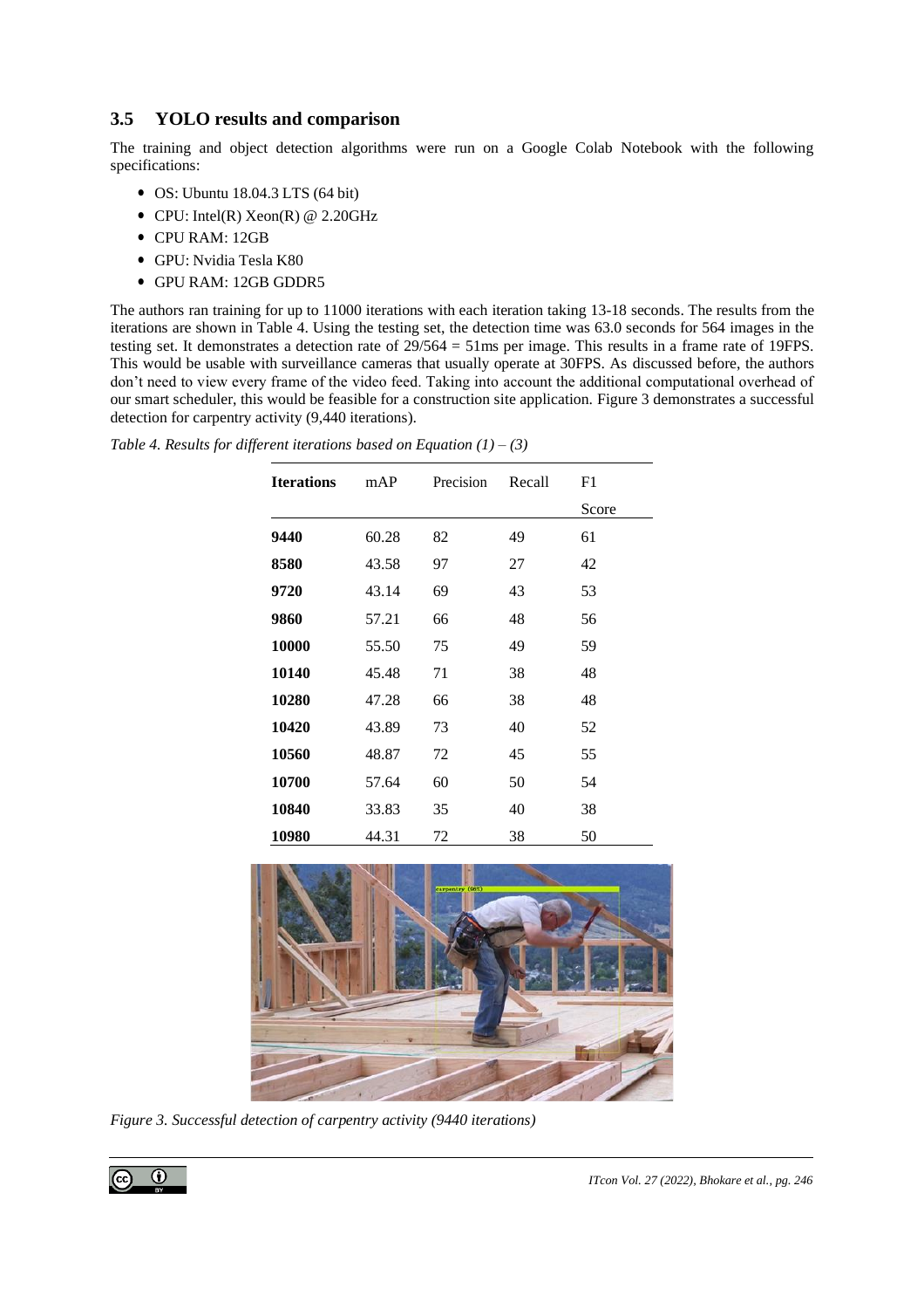## 3.5 YOLO results and comparison

The training and object detection algorithms were run on a Google Colab Notebook with the following specifications:

- OS: Ubuntu 18.04.3 LTS (64 bit)
- CPU: Intel(R) Xeon(R) @ 2.20GHz
- CPU RAM: 12GB
- GPU: Nvidia Tesla K80
- GPU RAM: 12GB GDDR5

The authors ran training for up to 11000 iterations with each iteration taking 13-18 seconds. The results from the iterations are shown in Table 4. Using the testing set, the detection time was 63.0 seconds for 564 images in the testing set. It demonstrates a detection rate of 29/564 = 51ms per image. This results in a frame rate of 19FPS. This would be usable with surveillance cameras that usually operate at 30FPS. As discussed before, the authors don't need to view every frame of the video feed. Taking into account the additional computational overhead of our smart scheduler, this would be feasible for a construction site application. Figure 3 demonstrates a successful detection for carpentry activity (9,440 iterations).

*Table 4. Results for different iterations based on Equation (1) – (3)*

| **Iterations** | mAP | Precision | Recall | F1 Score |
|---|---|---|---|---|
| **9440** | 60.28 | 82 | 49 | 61 |
| **8580** | 43.58 | 97 | 27 | 42 |
| **9720** | 43.14 | 69 | 43 | 53 |
| **9860** | 57.21 | 66 | 48 | 56 |
| **10000** | 55.50 | 75 | 49 | 59 |
| **10140** | 45.48 | 71 | 38 | 48 |
| **10280** | 47.28 | 66 | 38 | 48 |
| **10420** | 43.89 | 73 | 40 | 52 |
| **10560** | 48.87 | 72 | 45 | 55 |
| **10700** | 57.64 | 60 | 50 | 54 |
| **10840** | 33.83 | 35 | 40 | 38 |
| **10980** | 44.31 | 72 | 38 | 50 |

*Figure 3. Successful detection of carpentry activity (9440 iterations)*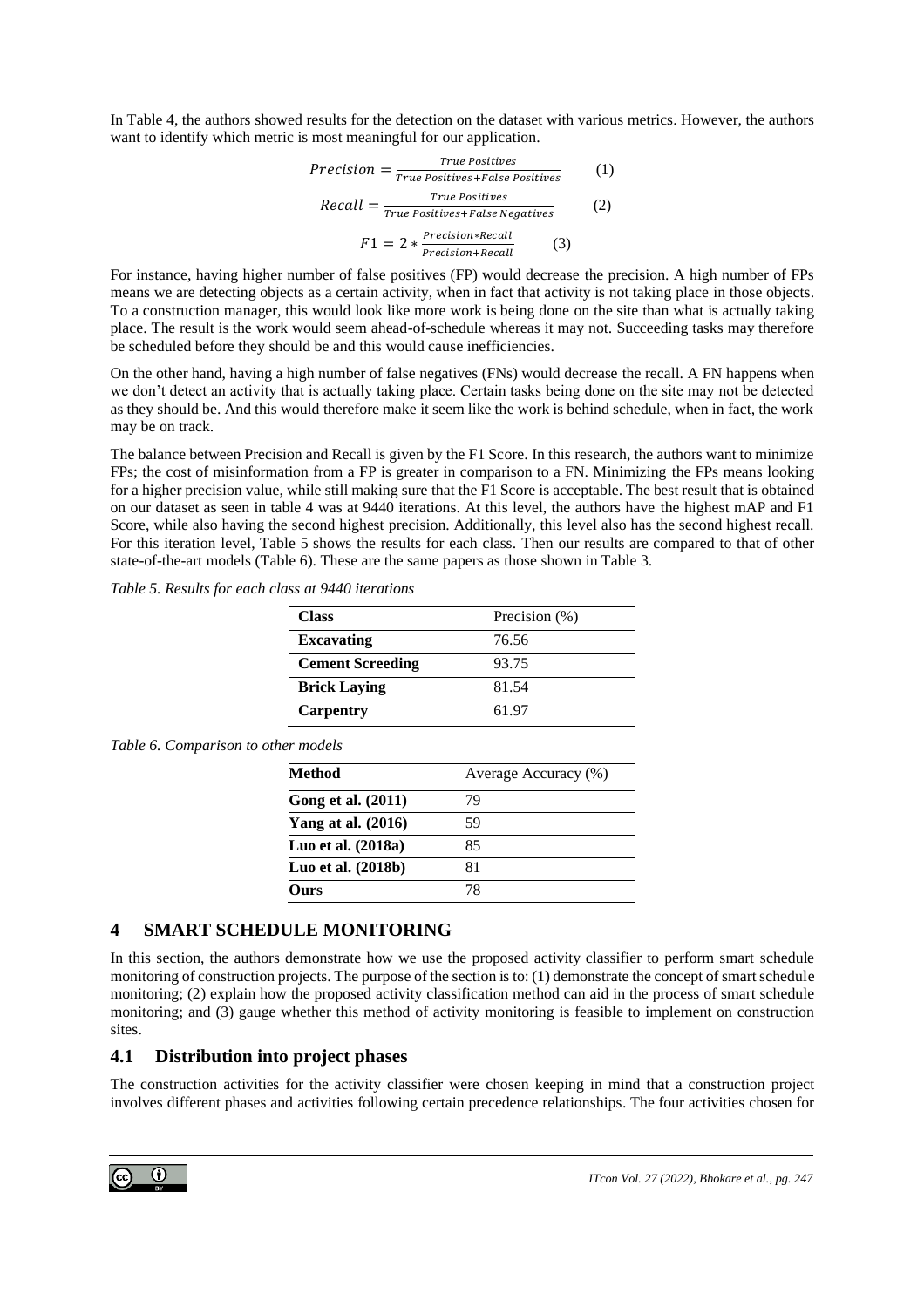In Table 4, the authors showed results for the detection on the dataset with various metrics. However, the authors want to identify which metric is most meaningful for our application.

$$Precision = \frac{True\ Positives}{True\ Positives + False\ Positives} \quad (1)$$

$$Recall = \frac{True\ Positives}{True\ Positives + False\ Negatives} \quad (2)$$

$$F1 = 2 * \frac{Precision * Recall}{Precision + Recall} \quad (3)$$

For instance, having higher number of false positives (FP) would decrease the precision. A high number of FPs means we are detecting objects as a certain activity, when in fact that activity is not taking place in those objects. To a construction manager, this would look like more work is being done on the site than what is actually taking place. The result is the work would seem ahead-of-schedule whereas it may not. Succeeding tasks may therefore be scheduled before they should be and this would cause inefficiencies.

On the other hand, having a high number of false negatives (FNs) would decrease the recall. A FN happens when we don't detect an activity that is actually taking place. Certain tasks being done on the site may not be detected as they should be. And this would therefore make it seem like the work is behind schedule, when in fact, the work may be on track.

The balance between Precision and Recall is given by the F1 Score. In this research, the authors want to minimize FPs; the cost of misinformation from a FP is greater in comparison to a FN. Minimizing the FPs means looking for a higher precision value, while still making sure that the F1 Score is acceptable. The best result that is obtained on our dataset as seen in table 4 was at 9440 iterations. At this level, the authors have the highest mAP and F1 Score, while also having the second highest precision. Additionally, this level also has the second highest recall. For this iteration level, Table 5 shows the results for each class. Then our results are compared to that of other state-of-the-art models (Table 6). These are the same papers as those shown in Table 3.

*Table 5. Results for each class at 9440 iterations*

| **Class** | Precision (%) |
|---|---|
| **Excavating** | 76.56 |
| **Cement Screeding** | 93.75 |
| **Brick Laying** | 81.54 |
| **Carpentry** | 61.97 |

*Table 6. Comparison to other models*

| **Method** | Average Accuracy (%) |
|---|---|
| **Gong et al. (2011)** | 79 |
| **Yang at al. (2016)** | 59 |
| **Luo et al. (2018a)** | 85 |
| **Luo et al. (2018b)** | 81 |
| **Ours** | 78 |

## 4 SMART SCHEDULE MONITORING

In this section, the authors demonstrate how we use the proposed activity classifier to perform smart schedule monitoring of construction projects. The purpose of the section is to: (1) demonstrate the concept of smart schedule monitoring; (2) explain how the proposed activity classification method can aid in the process of smart schedule monitoring; and (3) gauge whether this method of activity monitoring is feasible to implement on construction sites.

### 4.1 Distribution into project phases

The construction activities for the activity classifier were chosen keeping in mind that a construction project involves different phases and activities following certain precedence relationships. The four activities chosen for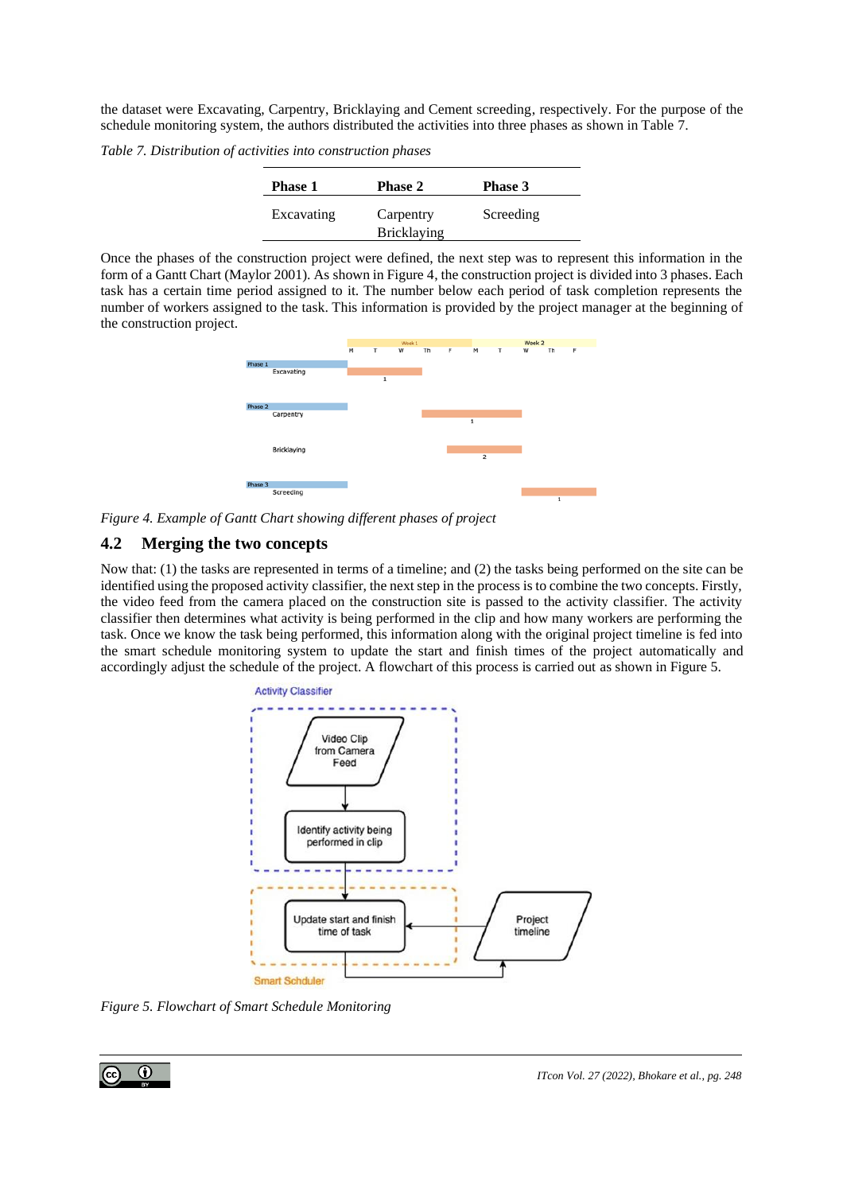the dataset were Excavating, Carpentry, Bricklaying and Cement screeding, respectively. For the purpose of the schedule monitoring system, the authors distributed the activities into three phases as shown in Table 7.

*Table 7. Distribution of activities into construction phases*

| Phase 1 | Phase 2 | Phase 3 |
|---|---|---|
| Excavating | Carpentry<br>Bricklaying | Screeding |

Once the phases of the construction project were defined, the next step was to represent this information in the form of a Gantt Chart (Maylor 2001). As shown in Figure 4, the construction project is divided into 3 phases. Each task has a certain time period assigned to it. The number below each period of task completion represents the number of workers assigned to the task. This information is provided by the project manager at the beginning of the construction project.

*Figure 4. Example of Gantt Chart showing different phases of project*

## 4.2 Merging the two concepts

Now that: (1) the tasks are represented in terms of a timeline; and (2) the tasks being performed on the site can be identified using the proposed activity classifier, the next step in the process is to combine the two concepts. Firstly, the video feed from the camera placed on the construction site is passed to the activity classifier. The activity classifier then determines what activity is being performed in the clip and how many workers are performing the task. Once we know the task being performed, this information along with the original project timeline is fed into the smart schedule monitoring system to update the start and finish times of the project automatically and accordingly adjust the schedule of the project. A flowchart of this process is carried out as shown in Figure 5.

*Figure 5. Flowchart of Smart Schedule Monitoring*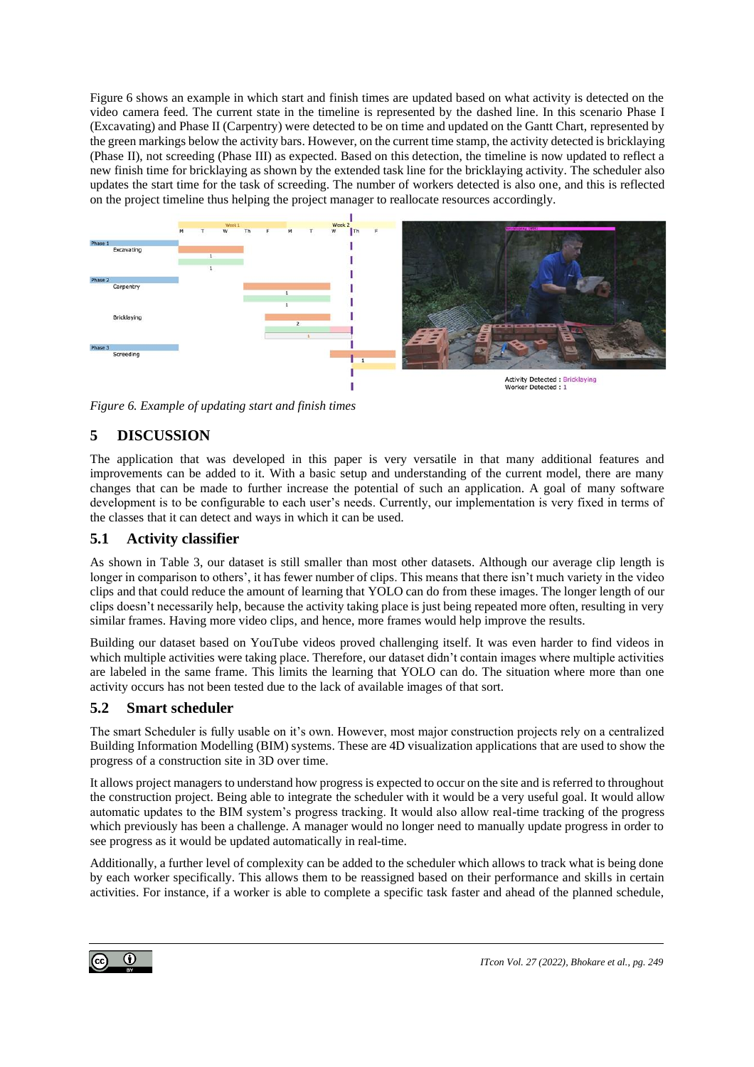Figure 6 shows an example in which start and finish times are updated based on what activity is detected on the video camera feed. The current state in the timeline is represented by the dashed line. In this scenario Phase I (Excavating) and Phase II (Carpentry) were detected to be on time and updated on the Gantt Chart, represented by the green markings below the activity bars. However, on the current time stamp, the activity detected is bricklaying (Phase II), not screeding (Phase III) as expected. Based on this detection, the timeline is now updated to reflect a new finish time for bricklaying as shown by the extended task line for the bricklaying activity. The scheduler also updates the start time for the task of screeding. The number of workers detected is also one, and this is reflected on the project timeline thus helping the project manager to reallocate resources accordingly.

*Figure 6. Example of updating start and finish times*

## 5 DISCUSSION

The application that was developed in this paper is very versatile in that many additional features and improvements can be added to it. With a basic setup and understanding of the current model, there are many changes that can be made to further increase the potential of such an application. A goal of many software development is to be configurable to each user's needs. Currently, our implementation is very fixed in terms of the classes that it can detect and ways in which it can be used.

### 5.1 Activity classifier

As shown in Table 3, our dataset is still smaller than most other datasets. Although our average clip length is longer in comparison to others', it has fewer number of clips. This means that there isn't much variety in the video clips and that could reduce the amount of learning that YOLO can do from these images. The longer length of our clips doesn't necessarily help, because the activity taking place is just being repeated more often, resulting in very similar frames. Having more video clips, and hence, more frames would help improve the results.

Building our dataset based on YouTube videos proved challenging itself. It was even harder to find videos in which multiple activities were taking place. Therefore, our dataset didn't contain images where multiple activities are labeled in the same frame. This limits the learning that YOLO can do. The situation where more than one activity occurs has not been tested due to the lack of available images of that sort.

### 5.2 Smart scheduler

The smart Scheduler is fully usable on it's own. However, most major construction projects rely on a centralized Building Information Modelling (BIM) systems. These are 4D visualization applications that are used to show the progress of a construction site in 3D over time.

It allows project managers to understand how progress is expected to occur on the site and is referred to throughout the construction project. Being able to integrate the scheduler with it would be a very useful goal. It would allow automatic updates to the BIM system's progress tracking. It would also allow real-time tracking of the progress which previously has been a challenge. A manager would no longer need to manually update progress in order to see progress as it would be updated automatically in real-time.

Additionally, a further level of complexity can be added to the scheduler which allows to track what is being done by each worker specifically. This allows them to be reassigned based on their performance and skills in certain activities. For instance, if a worker is able to complete a specific task faster and ahead of the planned schedule,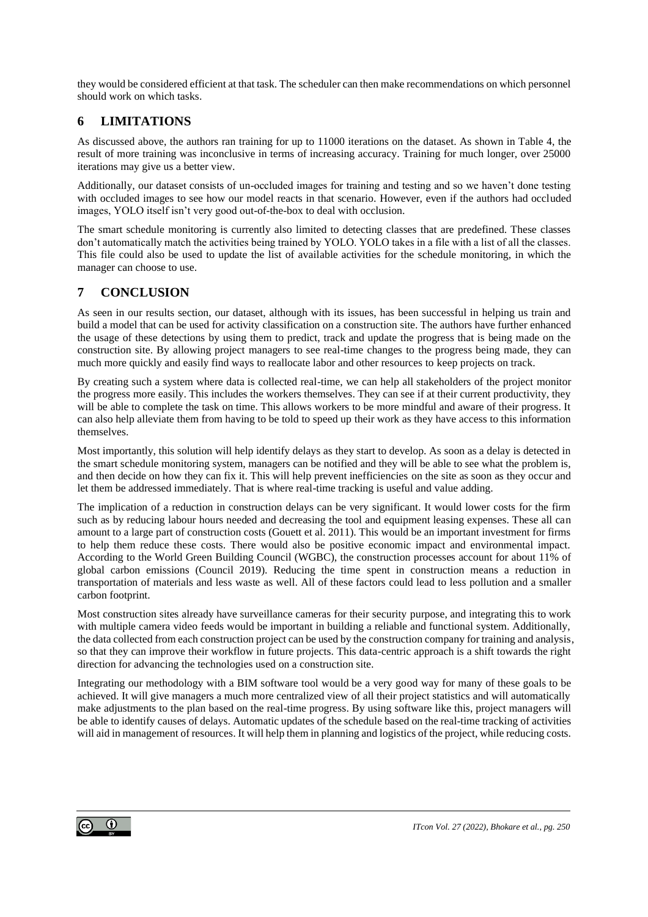they would be considered efficient at that task. The scheduler can then make recommendations on which personnel should work on which tasks.

## 6 LIMITATIONS

As discussed above, the authors ran training for up to 11000 iterations on the dataset. As shown in Table 4, the result of more training was inconclusive in terms of increasing accuracy. Training for much longer, over 25000 iterations may give us a better view.

Additionally, our dataset consists of un-occluded images for training and testing and so we haven't done testing with occluded images to see how our model reacts in that scenario. However, even if the authors had occluded images, YOLO itself isn't very good out-of-the-box to deal with occlusion.

The smart schedule monitoring is currently also limited to detecting classes that are predefined. These classes don't automatically match the activities being trained by YOLO. YOLO takes in a file with a list of all the classes. This file could also be used to update the list of available activities for the schedule monitoring, in which the manager can choose to use.

## 7 CONCLUSION

As seen in our results section, our dataset, although with its issues, has been successful in helping us train and build a model that can be used for activity classification on a construction site. The authors have further enhanced the usage of these detections by using them to predict, track and update the progress that is being made on the construction site. By allowing project managers to see real-time changes to the progress being made, they can much more quickly and easily find ways to reallocate labor and other resources to keep projects on track.

By creating such a system where data is collected real-time, we can help all stakeholders of the project monitor the progress more easily. This includes the workers themselves. They can see if at their current productivity, they will be able to complete the task on time. This allows workers to be more mindful and aware of their progress. It can also help alleviate them from having to be told to speed up their work as they have access to this information themselves.

Most importantly, this solution will help identify delays as they start to develop. As soon as a delay is detected in the smart schedule monitoring system, managers can be notified and they will be able to see what the problem is, and then decide on how they can fix it. This will help prevent inefficiencies on the site as soon as they occur and let them be addressed immediately. That is where real-time tracking is useful and value adding.

The implication of a reduction in construction delays can be very significant. It would lower costs for the firm such as by reducing labour hours needed and decreasing the tool and equipment leasing expenses. These all can amount to a large part of construction costs (Gouett et al. 2011). This would be an important investment for firms to help them reduce these costs. There would also be positive economic impact and environmental impact. According to the World Green Building Council (WGBC), the construction processes account for about 11% of global carbon emissions (Council 2019). Reducing the time spent in construction means a reduction in transportation of materials and less waste as well. All of these factors could lead to less pollution and a smaller carbon footprint.

Most construction sites already have surveillance cameras for their security purpose, and integrating this to work with multiple camera video feeds would be important in building a reliable and functional system. Additionally, the data collected from each construction project can be used by the construction company for training and analysis, so that they can improve their workflow in future projects. This data-centric approach is a shift towards the right direction for advancing the technologies used on a construction site.

Integrating our methodology with a BIM software tool would be a very good way for many of these goals to be achieved. It will give managers a much more centralized view of all their project statistics and will automatically make adjustments to the plan based on the real-time progress. By using software like this, project managers will be able to identify causes of delays. Automatic updates of the schedule based on the real-time tracking of activities will aid in management of resources. It will help them in planning and logistics of the project, while reducing costs.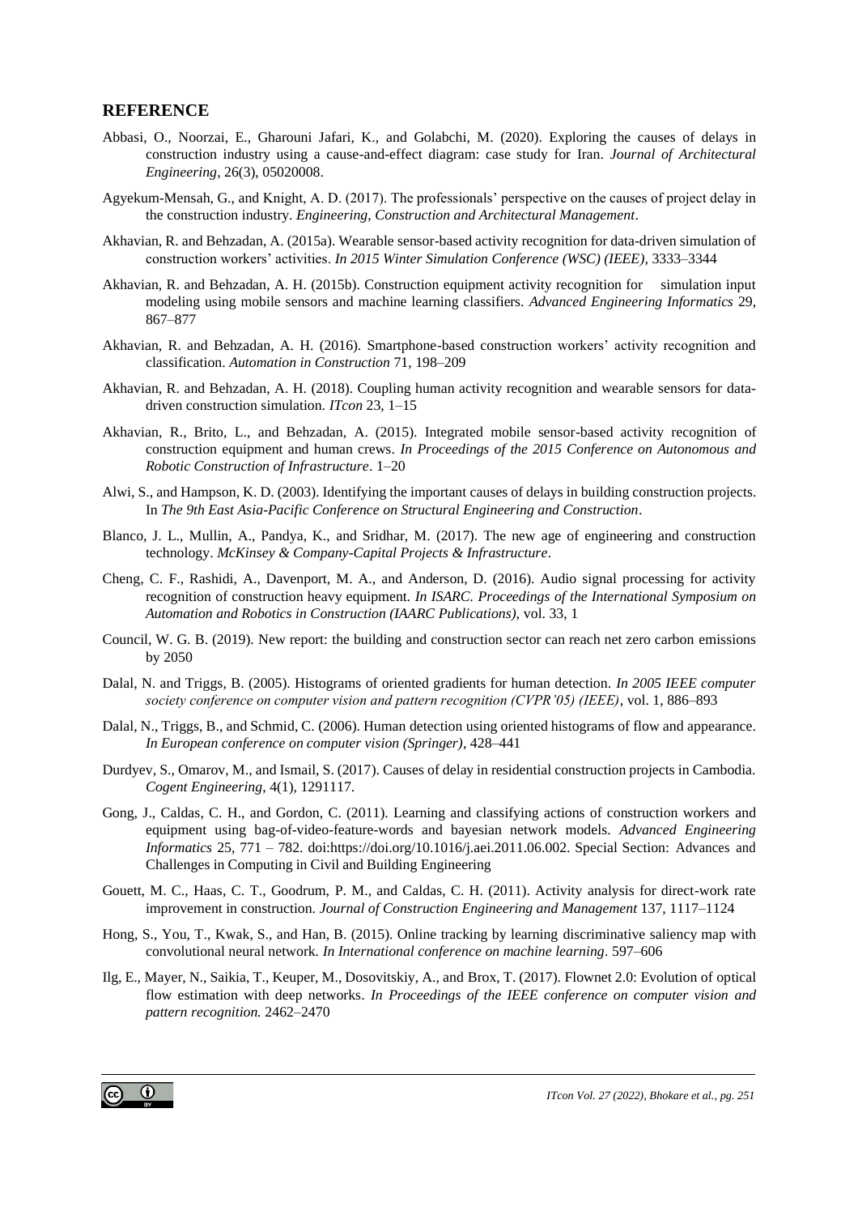## REFERENCE

Abbasi, O., Noorzai, E., Gharouni Jafari, K., and Golabchi, M. (2020). Exploring the causes of delays in construction industry using a cause-and-effect diagram: case study for Iran. *Journal of Architectural Engineering*, 26(3), 05020008.

Agyekum-Mensah, G., and Knight, A. D. (2017). The professionals' perspective on the causes of project delay in the construction industry. *Engineering, Construction and Architectural Management*.

Akhavian, R. and Behzadan, A. (2015a). Wearable sensor-based activity recognition for data-driven simulation of construction workers' activities. *In 2015 Winter Simulation Conference (WSC) (IEEE)*, 3333–3344

Akhavian, R. and Behzadan, A. H. (2015b). Construction equipment activity recognition for simulation input modeling using mobile sensors and machine learning classifiers. *Advanced Engineering Informatics* 29, 867–877

Akhavian, R. and Behzadan, A. H. (2016). Smartphone-based construction workers' activity recognition and classification. *Automation in Construction* 71, 198–209

Akhavian, R. and Behzadan, A. H. (2018). Coupling human activity recognition and wearable sensors for data-driven construction simulation. *ITcon* 23, 1–15

Akhavian, R., Brito, L., and Behzadan, A. (2015). Integrated mobile sensor-based activity recognition of construction equipment and human crews. *In Proceedings of the 2015 Conference on Autonomous and Robotic Construction of Infrastructure*. 1–20

Alwi, S., and Hampson, K. D. (2003). Identifying the important causes of delays in building construction projects. In *The 9th East Asia-Pacific Conference on Structural Engineering and Construction*.

Blanco, J. L., Mullin, A., Pandya, K., and Sridhar, M. (2017). The new age of engineering and construction technology. *McKinsey & Company-Capital Projects & Infrastructure*.

Cheng, C. F., Rashidi, A., Davenport, M. A., and Anderson, D. (2016). Audio signal processing for activity recognition of construction heavy equipment. *In ISARC. Proceedings of the International Symposium on Automation and Robotics in Construction (IAARC Publications),* vol. 33, 1

Council, W. G. B. (2019). New report: the building and construction sector can reach net zero carbon emissions by 2050

Dalal, N. and Triggs, B. (2005). Histograms of oriented gradients for human detection. *In 2005 IEEE computer society conference on computer vision and pattern recognition (CVPR'05) (IEEE)*, vol. 1, 886–893

Dalal, N., Triggs, B., and Schmid, C. (2006). Human detection using oriented histograms of flow and appearance. *In European conference on computer vision (Springer)*, 428–441

Durdyev, S., Omarov, M., and Ismail, S. (2017). Causes of delay in residential construction projects in Cambodia. *Cogent Engineering*, 4(1), 1291117.

Gong, J., Caldas, C. H., and Gordon, C. (2011). Learning and classifying actions of construction workers and equipment using bag-of-video-feature-words and bayesian network models. *Advanced Engineering Informatics* 25, 771 – 782. doi:https://doi.org/10.1016/j.aei.2011.06.002. Special Section: Advances and Challenges in Computing in Civil and Building Engineering

Gouett, M. C., Haas, C. T., Goodrum, P. M., and Caldas, C. H. (2011). Activity analysis for direct-work rate improvement in construction. *Journal of Construction Engineering and Management* 137, 1117–1124

Hong, S., You, T., Kwak, S., and Han, B. (2015). Online tracking by learning discriminative saliency map with convolutional neural network. *In International conference on machine learning*. 597–606

Ilg, E., Mayer, N., Saikia, T., Keuper, M., Dosovitskiy, A., and Brox, T. (2017). Flownet 2.0: Evolution of optical flow estimation with deep networks. *In Proceedings of the IEEE conference on computer vision and pattern recognition.* 2462–2470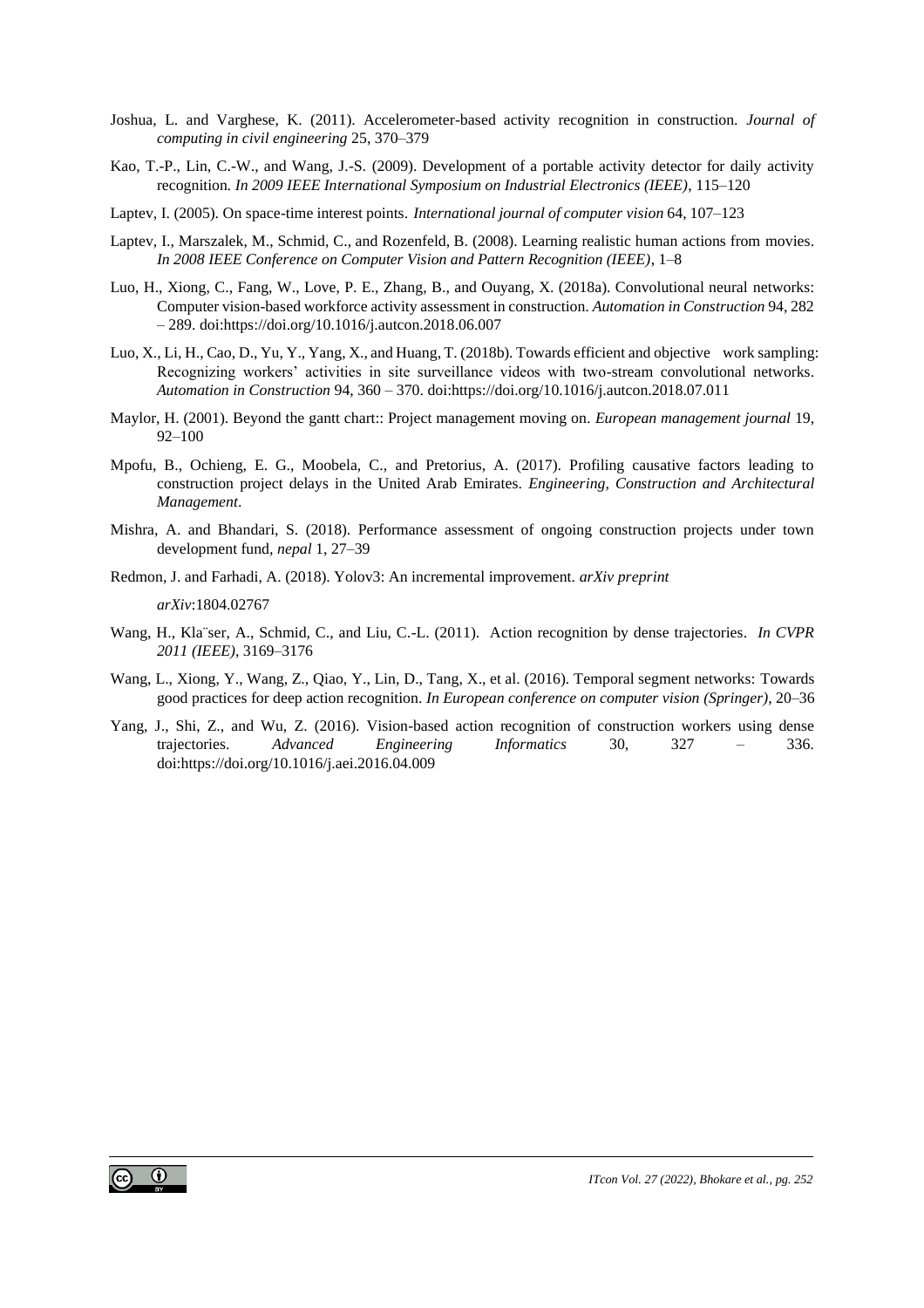Joshua, L. and Varghese, K. (2011). Accelerometer-based activity recognition in construction. *Journal of computing in civil engineering* 25, 370–379

Kao, T.-P., Lin, C.-W., and Wang, J.-S. (2009). Development of a portable activity detector for daily activity recognition. *In 2009 IEEE International Symposium on Industrial Electronics (IEEE)*, 115–120

Laptev, I. (2005). On space-time interest points. *International journal of computer vision* 64, 107–123

Laptev, I., Marszalek, M., Schmid, C., and Rozenfeld, B. (2008). Learning realistic human actions from movies. *In 2008 IEEE Conference on Computer Vision and Pattern Recognition (IEEE)*, 1–8

Luo, H., Xiong, C., Fang, W., Love, P. E., Zhang, B., and Ouyang, X. (2018a). Convolutional neural networks: Computer vision-based workforce activity assessment in construction. *Automation in Construction* 94, 282 – 289. doi:https://doi.org/10.1016/j.autcon.2018.06.007

Luo, X., Li, H., Cao, D., Yu, Y., Yang, X., and Huang, T. (2018b). Towards efficient and objective work sampling: Recognizing workers' activities in site surveillance videos with two-stream convolutional networks. *Automation in Construction* 94, 360 – 370. doi:https://doi.org/10.1016/j.autcon.2018.07.011

Maylor, H. (2001). Beyond the gantt chart:: Project management moving on. *European management journal* 19, 92–100

Mpofu, B., Ochieng, E. G., Moobela, C., and Pretorius, A. (2017). Profiling causative factors leading to construction project delays in the United Arab Emirates. *Engineering, Construction and Architectural Management*.

Mishra, A. and Bhandari, S. (2018). Performance assessment of ongoing construction projects under town development fund, *nepal* 1, 27–39

Redmon, J. and Farhadi, A. (2018). Yolov3: An incremental improvement. *arXiv preprint arXiv*:1804.02767

Wang, H., Kla¨ser, A., Schmid, C., and Liu, C.-L. (2011). Action recognition by dense trajectories. *In CVPR 2011 (IEEE)*, 3169–3176

Wang, L., Xiong, Y., Wang, Z., Qiao, Y., Lin, D., Tang, X., et al. (2016). Temporal segment networks: Towards good practices for deep action recognition. *In European conference on computer vision (Springer)*, 20–36

Yang, J., Shi, Z., and Wu, Z. (2016). Vision-based action recognition of construction workers using dense trajectories. *Advanced Engineering Informatics* 30, 327 – 336. doi:https://doi.org/10.1016/j.aei.2016.04.009